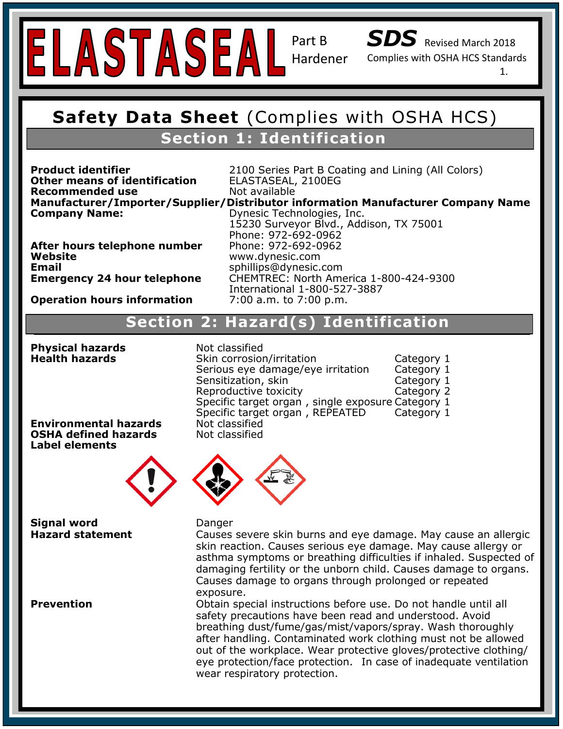# ELASTASEAL

Part B Hardener

**SDS** Revised March 2018

Complies with OSHA HCS Standards

## Safety Data Sheet (Complies with OSHA HCS)

## Section 1: Identification

| | |
|---|---|
| **Product identifier** | 2100 Series Part B Coating and Lining (All Colors) |
| **Other means of identification** | ELASTASEAL, 2100EG |
| **Recommended use** | Not available |

**Manufacturer/Importer/Supplier/Distributor information Manufacturer Company Name**

| | |
|---|---|
| **Company Name:** | Dynesic Technologies, Inc.<br>15230 Surveyor Blvd., Addison, TX 75001<br>Phone: 972-692-0962 |
| **After hours telephone number** | Phone: 972-692-0962 |
| **Website** | www.dynesic.com |
| **Email** | sphillips@dynesic.com |
| **Emergency 24 hour telephone** | CHEMTREC: North America 1-800-424-9300<br>International 1-800-527-3887 |
| **Operation hours information** | 7:00 a.m. to 7:00 p.m. |

## Section 2: Hazard(s) Identification

| | | |
|---|---|---|
| **Physical hazards** | Not classified | |
| **Health hazards** | Skin corrosion/irritation | Category 1 |
| | Serious eye damage/eye irritation | Category 1 |
| | Sensitization, skin | Category 1 |
| | Reproductive toxicity | Category 2 |
| | Specific target organ , single exposure | Category 1 |
| | Specific target organ , REPEATED | Category 1 |
| **Environmental hazards** | Not classified | |
| **OSHA defined hazards** | Not classified | |

**Label elements**

**Signal word**

Danger

**Hazard statement**

Causes severe skin burns and eye damage. May cause an allergic skin reaction. Causes serious eye damage. May cause allergy or asthma symptoms or breathing difficulties if inhaled. Suspected of damaging fertility or the unborn child. Causes damage to organs. Causes damage to organs through prolonged or repeated exposure.

**Prevention**

Obtain special instructions before use. Do not handle until all safety precautions have been read and understood. Avoid breathing dust/fume/gas/mist/vapors/spray. Wash thoroughly after handling. Contaminated work clothing must not be allowed out of the workplace. Wear protective gloves/protective clothing/ eye protection/face protection. In case of inadequate ventilation wear respiratory protection.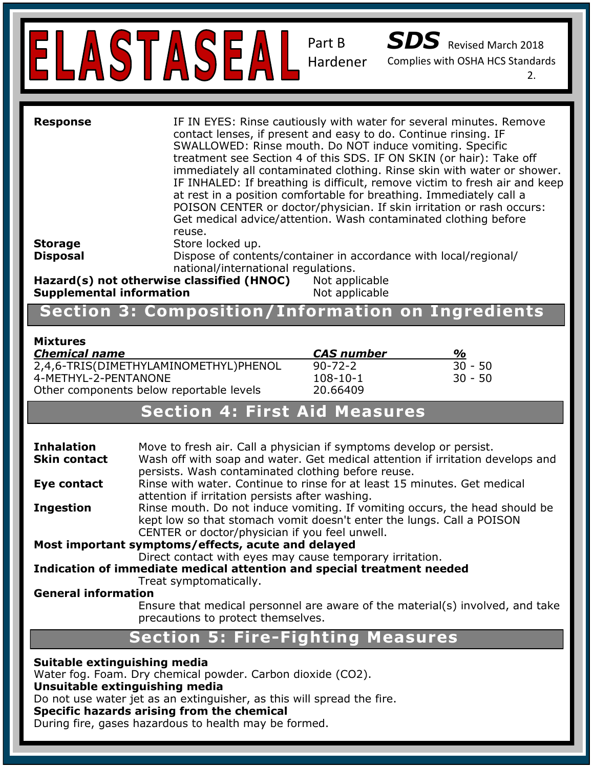| | |
|---|---|
| **Response** | IF IN EYES: Rinse cautiously with water for several minutes. Remove contact lenses, if present and easy to do. Continue rinsing. IF SWALLOWED: Rinse mouth. Do NOT induce vomiting. Specific treatment see Section 4 of this SDS. IF ON SKIN (or hair): Take off immediately all contaminated clothing. Rinse skin with water or shower. IF INHALED: If breathing is difficult, remove victim to fresh air and keep at rest in a position comfortable for breathing. Immediately call a POISON CENTER or doctor/physician. If skin irritation or rash occurs: Get medical advice/attention. Wash contaminated clothing before reuse. |
| **Storage** | Store locked up. |
| **Disposal** | Dispose of contents/container in accordance with local/regional/ national/international regulations. |

**Hazard(s) not otherwise classified (HNOC)** Not applicable

**Supplemental information** Not applicable

## Section 3: Composition/Information on Ingredients

**Mixtures**

| *Chemical name* | *CAS number* | *%* |
|---|---|---|
| 2,4,6-TRIS(DIMETHYLAMINOMETHYL)PHENOL | 90-72-2 | 30 - 50 |
| 4-METHYL-2-PENTANONE | 108-10-1 | 30 - 50 |
| Other components below reportable levels | 20.66409 | |

## Section 4: First Aid Measures

**Inhalation** Move to fresh air. Call a physician if symptoms develop or persist.

**Skin contact** Wash off with soap and water. Get medical attention if irritation develops and persists. Wash contaminated clothing before reuse.

**Eye contact** Rinse with water. Continue to rinse for at least 15 minutes. Get medical attention if irritation persists after washing.

**Ingestion** Rinse mouth. Do not induce vomiting. If vomiting occurs, the head should be kept low so that stomach vomit doesn't enter the lungs. Call a POISON CENTER or doctor/physician if you feel unwell.

**Most important symptoms/effects, acute and delayed**

Direct contact with eyes may cause temporary irritation.

**Indication of immediate medical attention and special treatment needed**

Treat symptomatically.

**General information**

Ensure that medical personnel are aware of the material(s) involved, and take precautions to protect themselves.

## Section 5: Fire-Fighting Measures

**Suitable extinguishing media**

Water fog. Foam. Dry chemical powder. Carbon dioxide ($CO_2$).

**Unsuitable extinguishing media**

Do not use water jet as an extinguisher, as this will spread the fire.

**Specific hazards arising from the chemical**

During fire, gases hazardous to health may be formed.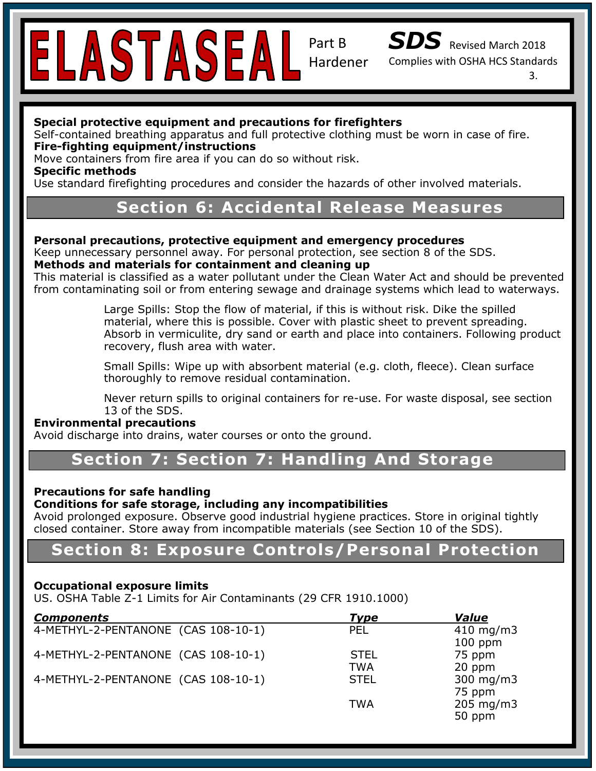**Special protective equipment and precautions for firefighters**
Self-contained breathing apparatus and full protective clothing must be worn in case of fire.
**Fire-fighting equipment/instructions**
Move containers from fire area if you can do so without risk.
**Specific methods**
Use standard firefighting procedures and consider the hazards of other involved materials.

## Section 6: Accidental Release Measures

**Personal precautions, protective equipment and emergency procedures**
Keep unnecessary personnel away. For personal protection, see section 8 of the SDS.
**Methods and materials for containment and cleaning up**
This material is classified as a water pollutant under the Clean Water Act and should be prevented from contaminating soil or from entering sewage and drainage systems which lead to waterways.

Large Spills: Stop the flow of material, if this is without risk. Dike the spilled material, where this is possible. Cover with plastic sheet to prevent spreading. Absorb in vermiculite, dry sand or earth and place into containers. Following product recovery, flush area with water.

Small Spills: Wipe up with absorbent material (e.g. cloth, fleece). Clean surface thoroughly to remove residual contamination.

Never return spills to original containers for re-use. For waste disposal, see section 13 of the SDS.

**Environmental precautions**
Avoid discharge into drains, water courses or onto the ground.

## Section 7: Section 7: Handling And Storage

**Precautions for safe handling**
**Conditions for safe storage, including any incompatibilities**
Avoid prolonged exposure. Observe good industrial hygiene practices. Store in original tightly closed container. Store away from incompatible materials (see Section 10 of the SDS).

## Section 8: Exposure Controls/Personal Protection

**Occupational exposure limits**
US. OSHA Table Z-1 Limits for Air Contaminants (29 CFR 1910.1000)

| *Components* | *Type* | *Value* |
|---|---|---|
| 4-METHYL-2-PENTANONE (CAS 108-10-1) | PEL | 410 mg/m3<br>100 ppm |
| 4-METHYL-2-PENTANONE (CAS 108-10-1) | STEL | 75 ppm |
| | TWA | 20 ppm |
| 4-METHYL-2-PENTANONE (CAS 108-10-1) | STEL | 300 mg/m3<br>75 ppm |
| | TWA | 205 mg/m3<br>50 ppm |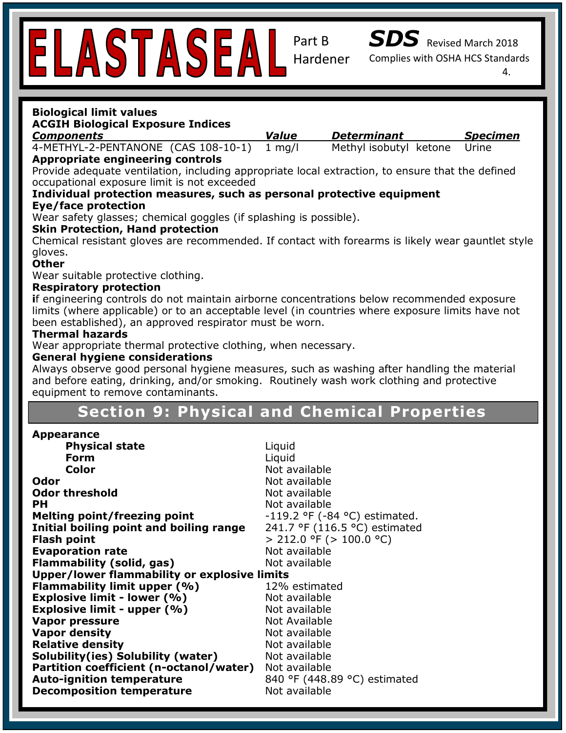**Biological limit values**

**ACGIH Biological Exposure Indices**

| ***Components*** | ***Value*** | ***Determinant*** | ***Specimen*** |
|---|---|---|---|
| 4-METHYL-2-PENTANONE (CAS 108-10-1) | 1 mg/l | Methyl isobutyl ketone | Urine |

**Appropriate engineering controls**

Provide adequate ventilation, including appropriate local extraction, to ensure that the defined occupational exposure limit is not exceeded

**Individual protection measures, such as personal protective equipment**

**Eye/face protection**

Wear safety glasses; chemical goggles (if splashing is possible).

**Skin Protection, Hand protection**

Chemical resistant gloves are recommended. If contact with forearms is likely wear gauntlet style gloves.

**Other**

Wear suitable protective clothing.

**Respiratory protection**

**i**f engineering controls do not maintain airborne concentrations below recommended exposure limits (where applicable) or to an acceptable level (in countries where exposure limits have not been established), an approved respirator must be worn.

**Thermal hazards**

Wear appropriate thermal protective clothing, when necessary.

**General hygiene considerations**

Always observe good personal hygiene measures, such as washing after handling the material and before eating, drinking, and/or smoking. Routinely wash work clothing and protective equipment to remove contaminants.

## Section 9: Physical and Chemical Properties

| | |
|---|---|
| **Appearance** | |
| **Physical state** | Liquid |
| **Form** | Liquid |
| **Color** | Not available |
| **Odor** | Not available |
| **Odor threshold** | Not available |
| **PH** | Not available |
| **Melting point/freezing point** | -119.2 °F (-84 °C) estimated. |
| **Initial boiling point and boiling range** | 241.7 °F (116.5 °C) estimated |
| **Flash point** | > 212.0 °F (> 100.0 °C) |
| **Evaporation rate** | Not available |
| **Flammability (solid, gas)** | Not available |
| **Upper/lower flammability or explosive limits** | |
| **Flammability limit upper (%)** | 12% estimated |
| **Explosive limit - lower (%)** | Not available |
| **Explosive limit - upper (%)** | Not available |
| **Vapor pressure** | Not Available |
| **Vapor density** | Not available |
| **Relative density** | Not available |
| **Solubility(ies) Solubility (water)** | Not available |
| **Partition coefficient (n-octanol/water)** | Not available |
| **Auto-ignition temperature** | 840 °F (448.89 °C) estimated |
| **Decomposition temperature** | Not available |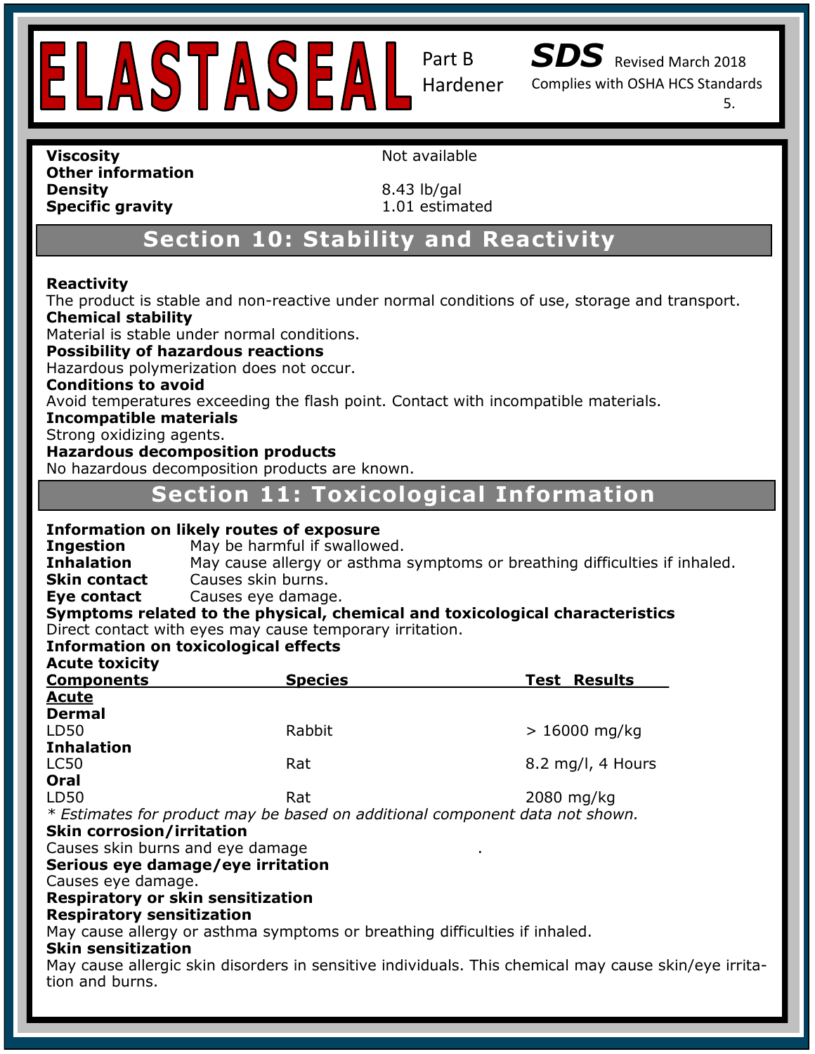| | |
|---|---|
| **Viscosity** | Not available |
| **Other information** | |
| **Density** | 8.43 lb/gal |
| **Specific gravity** | 1.01 estimated |

## Section 10: Stability and Reactivity

**Reactivity**
The product is stable and non-reactive under normal conditions of use, storage and transport.

**Chemical stability**
Material is stable under normal conditions.

**Possibility of hazardous reactions**
Hazardous polymerization does not occur.

**Conditions to avoid**
Avoid temperatures exceeding the flash point. Contact with incompatible materials.

**Incompatible materials**
Strong oxidizing agents.

**Hazardous decomposition products**
No hazardous decomposition products are known.

## Section 11: Toxicological Information

**Information on likely routes of exposure**

| | |
|---|---|
| **Ingestion** | May be harmful if swallowed. |
| **Inhalation** | May cause allergy or asthma symptoms or breathing difficulties if inhaled. |
| **Skin contact** | Causes skin burns. |
| **Eye contact** | Causes eye damage. |

**Symptoms related to the physical, chemical and toxicological characteristics**
Direct contact with eyes may cause temporary irritation.

**Information on toxicological effects**

**Acute toxicity**

| Components | Species | Test Results |
|---|---|---|
| **Acute** | | |
| **Dermal** | | |
| LD50 | Rabbit | > 16000 mg/kg |
| **Inhalation** | | |
| LC50 | Rat | 8.2 mg/l, 4 Hours |
| **Oral** | | |
| LD50 | Rat | 2080 mg/kg |

*\* Estimates for product may be based on additional component data not shown.*

**Skin corrosion/irritation**
Causes skin burns and eye damage .

**Serious eye damage/eye irritation**
Causes eye damage.

**Respiratory or skin sensitization**

**Respiratory sensitization**
May cause allergy or asthma symptoms or breathing difficulties if inhaled.

**Skin sensitization**
May cause allergic skin disorders in sensitive individuals. This chemical may cause skin/eye irritation and burns.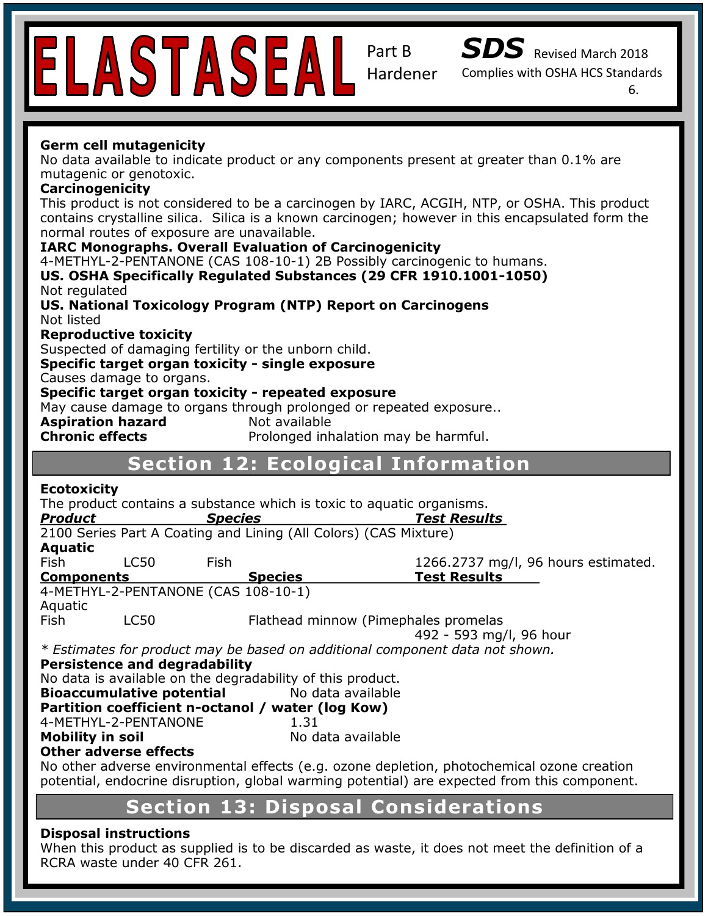**Germ cell mutagenicity**
No data available to indicate product or any components present at greater than 0.1% are mutagenic or genotoxic.

**Carcinogenicity**
This product is not considered to be a carcinogen by IARC, ACGIH, NTP, or OSHA. This product contains crystalline silica. Silica is a known carcinogen; however in this encapsulated form the normal routes of exposure are unavailable.

**IARC Monographs. Overall Evaluation of Carcinogenicity**
4-METHYL-2-PENTANONE (CAS 108-10-1) 2B Possibly carcinogenic to humans.

**US. OSHA Specifically Regulated Substances (29 CFR 1910.1001-1050)**
Not regulated

**US. National Toxicology Program (NTP) Report on Carcinogens**
Not listed

**Reproductive toxicity**
Suspected of damaging fertility or the unborn child.

**Specific target organ toxicity - single exposure**
Causes damage to organs.

**Specific target organ toxicity - repeated exposure**
May cause damage to organs through prolonged or repeated exposure..

**Aspiration hazard** Not available

**Chronic effects** Prolonged inhalation may be harmful.

## Section 12: Ecological Information

**Ecotoxicity**
The product contains a substance which is toxic to aquatic organisms.

| ***Product*** | | ***Species*** | ***Test Results*** |
|---|---|---|---|
| 2100 Series Part A Coating and Lining (All Colors) (CAS Mixture) | | | |
| **Aquatic** | | | |
| Fish | LC50 | Fish | 1266.2737 mg/l, 96 hours estimated. |

| **Components** | | **Species** | **Test Results** |
|---|---|---|---|
| 4-METHYL-2-PENTANONE (CAS 108-10-1) | | | |
| Aquatic | | | |
| Fish | LC50 | Flathead minnow (Pimephales promelas | 492 - 593 mg/l, 96 hour |

*\* Estimates for product may be based on additional component data not shown.*

**Persistence and degradability**
No data is available on the degradability of this product.

**Bioaccumulative potential** No data available

**Partition coefficient n-octanol / water (log Kow)**
4-METHYL-2-PENTANONE 1.31

**Mobility in soil** No data available

**Other adverse effects**
No other adverse environmental effects (e.g. ozone depletion, photochemical ozone creation potential, endocrine disruption, global warming potential) are expected from this component.

## Section 13: Disposal Considerations

**Disposal instructions**
When this product as supplied is to be discarded as waste, it does not meet the definition of a RCRA waste under 40 CFR 261.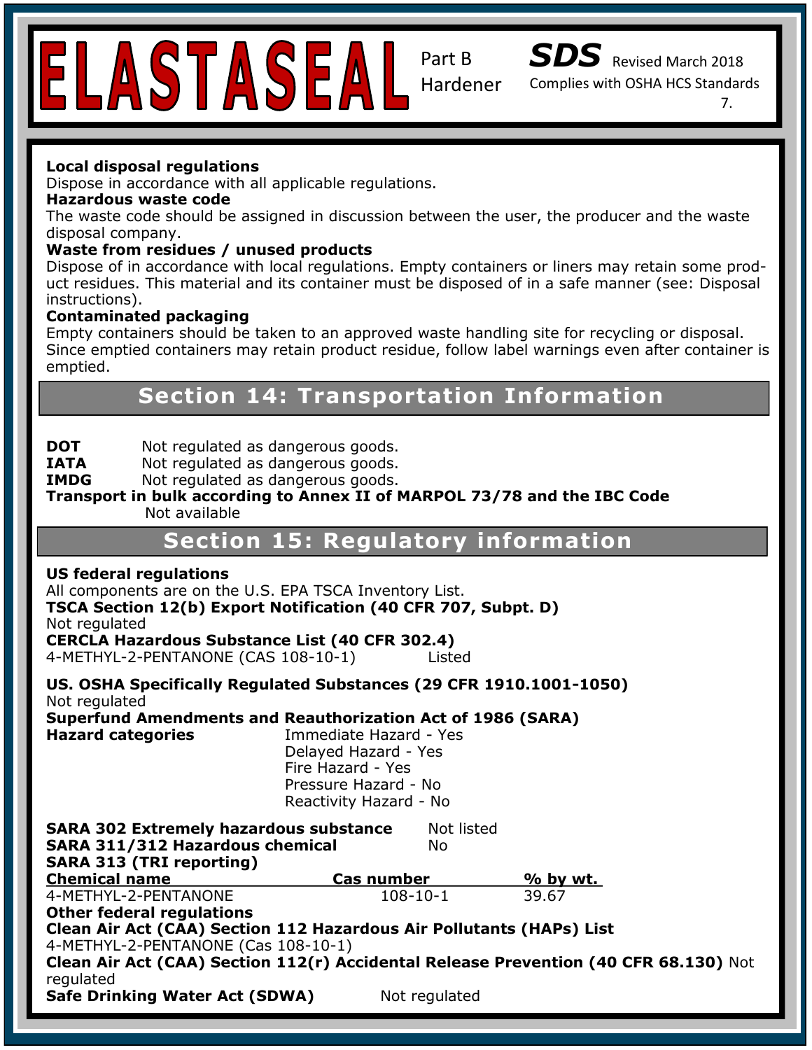**Local disposal regulations**

Dispose in accordance with all applicable regulations.

**Hazardous waste code**

The waste code should be assigned in discussion between the user, the producer and the waste disposal company.

**Waste from residues / unused products**

Dispose of in accordance with local regulations. Empty containers or liners may retain some product residues. This material and its container must be disposed of in a safe manner (see: Disposal instructions).

**Contaminated packaging**

Empty containers should be taken to an approved waste handling site for recycling or disposal. Since emptied containers may retain product residue, follow label warnings even after container is emptied.

## Section 14: Transportation Information

**DOT** Not regulated as dangerous goods.
**IATA** Not regulated as dangerous goods.
**IMDG** Not regulated as dangerous goods.

**Transport in bulk according to Annex II of MARPOL 73/78 and the IBC Code**

Not available

## Section 15: Regulatory information

**US federal regulations**

All components are on the U.S. EPA TSCA Inventory List.

**TSCA Section 12(b) Export Notification (40 CFR 707, Subpt. D)**

Not regulated

**CERCLA Hazardous Substance List (40 CFR 302.4)**

4-METHYL-2-PENTANONE (CAS 108-10-1) Listed

**US. OSHA Specifically Regulated Substances (29 CFR 1910.1001-1050)**

Not regulated

**Superfund Amendments and Reauthorization Act of 1986 (SARA)**

**Hazard categories**
- Immediate Hazard - Yes
- Delayed Hazard - Yes
- Fire Hazard - Yes
- Pressure Hazard - No
- Reactivity Hazard - No

**SARA 302 Extremely hazardous substance** Not listed

**SARA 311/312 Hazardous chemical** No

**SARA 313 (TRI reporting)**

| Chemical name | Cas number | % by wt. |
|---|---|---|
| 4-METHYL-2-PENTANONE | 108-10-1 | 39.67 |

**Other federal regulations**

**Clean Air Act (CAA) Section 112 Hazardous Air Pollutants (HAPs) List**

4-METHYL-2-PENTANONE (Cas 108-10-1)

**Clean Air Act (CAA) Section 112(r) Accidental Release Prevention (40 CFR 68.130)** Not regulated

**Safe Drinking Water Act (SDWA)** Not regulated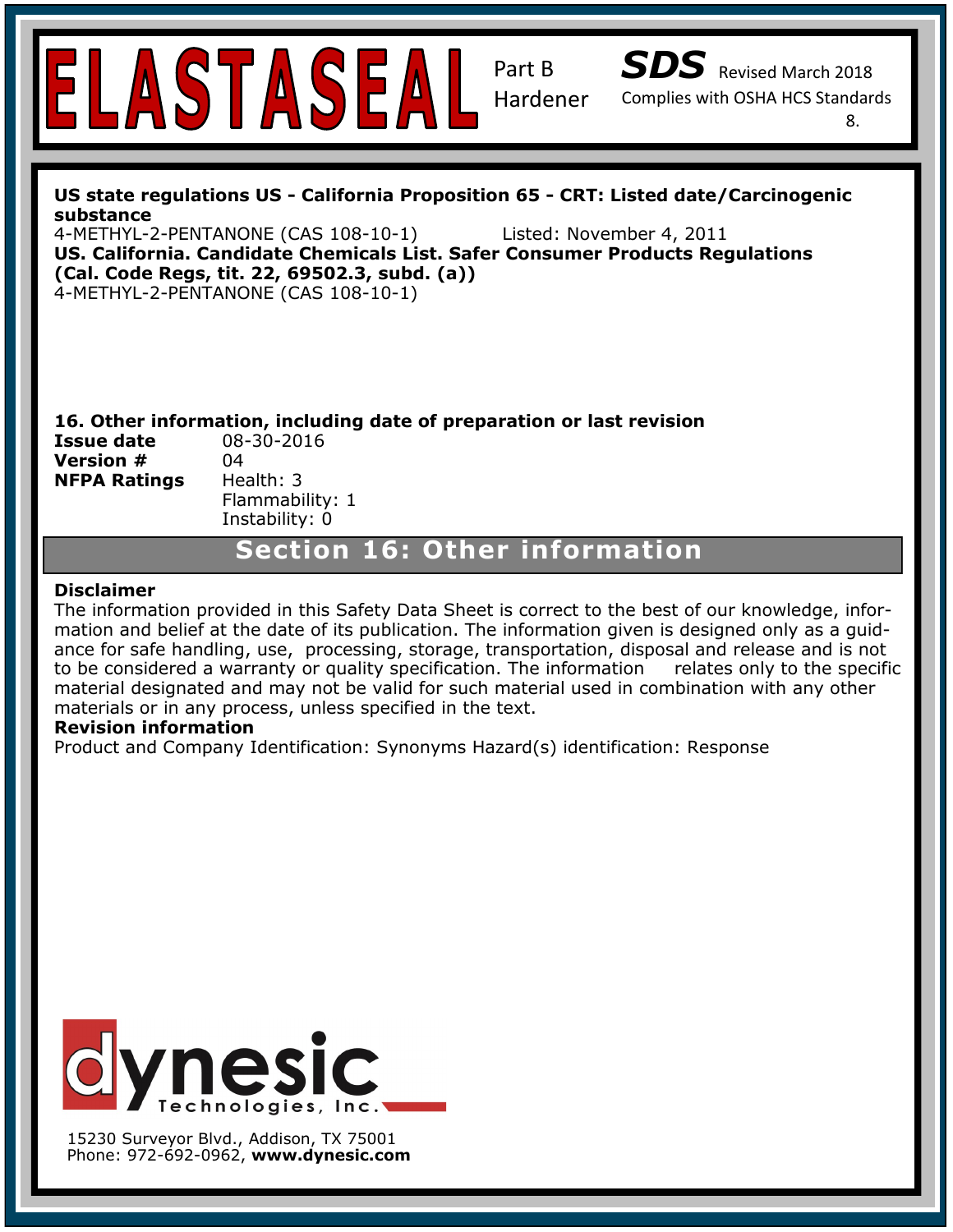**US state regulations US - California Proposition 65 - CRT: Listed date/Carcinogenic substance**

4-METHYL-2-PENTANONE (CAS 108-10-1) Listed: November 4, 2011

**US. California. Candidate Chemicals List. Safer Consumer Products Regulations (Cal. Code Regs, tit. 22, 69502.3, subd. (a))**

4-METHYL-2-PENTANONE (CAS 108-10-1)

**16. Other information, including date of preparation or last revision**

| | |
|---|---|
| **Issue date** | 08-30-2016 |
| **Version #** | 04 |
| **NFPA Ratings** | Health: 3<br>Flammability: 1<br>Instability: 0 |

## Section 16: Other information

**Disclaimer**

The information provided in this Safety Data Sheet is correct to the best of our knowledge, information and belief at the date of its publication. The information given is designed only as a guidance for safe handling, use, processing, storage, transportation, disposal and release and is not to be considered a warranty or quality specification. The information relates only to the specific material designated and may not be valid for such material used in combination with any other materials or in any process, unless specified in the text.

**Revision information**

Product and Company Identification: Synonyms Hazard(s) identification: Response

dynesic Technologies, Inc.

15230 Surveyor Blvd., Addison, TX 75001
Phone: 972-692-0962, **www.dynesic.com**